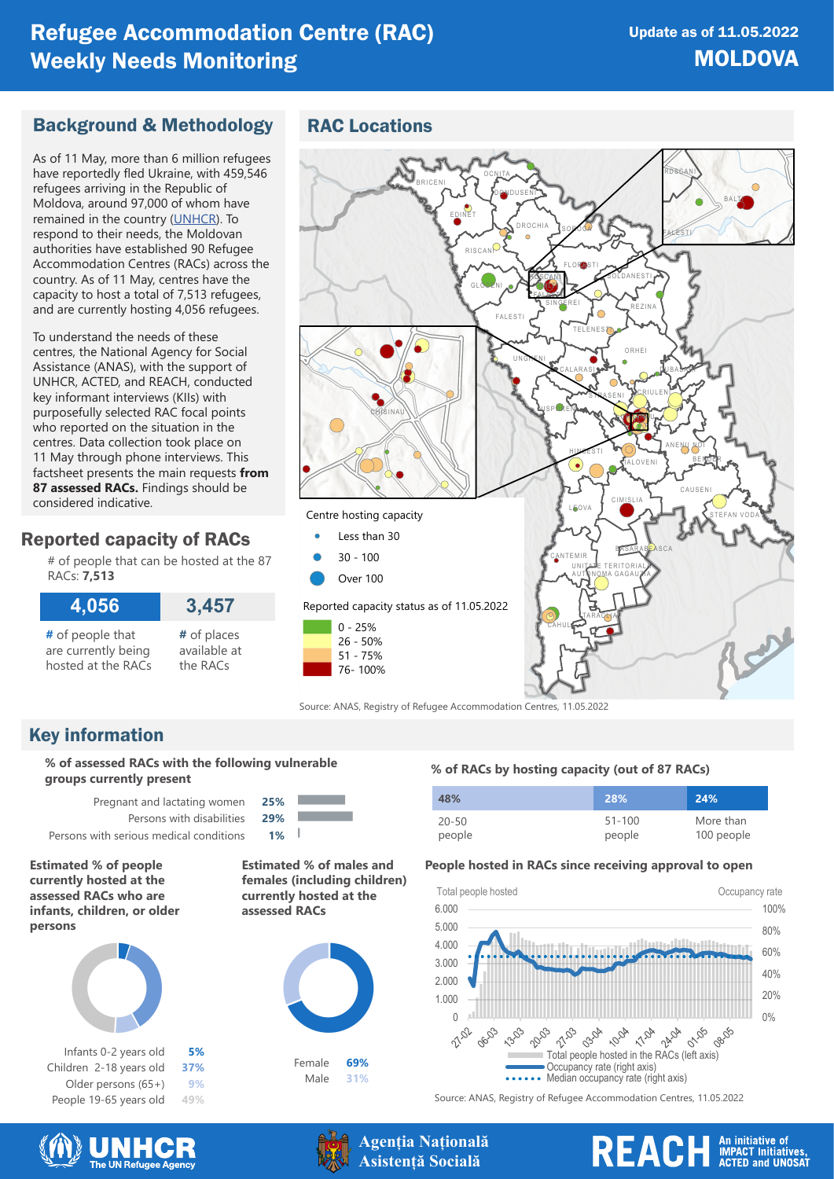# Refugee Accommodation Centre (RAC) Weekly Needs Monitoring

**Update as of 11.05.2022**
**MOLDOVA**

## Background & Methodology

As of 11 May, more than 6 million refugees have reportedly fled Ukraine, with 459,546 refugees arriving in the Republic of Moldova, around 97,000 of whom have remained in the country (UNHCR). To respond to their needs, the Moldovan authorities have established 90 Refugee Accommodation Centres (RACs) across the country. As of 11 May, centres have the capacity to host a total of 7,513 refugees, and are currently hosting 4,056 refugees.

To understand the needs of these centres, the National Agency for Social Assistance (ANAS), with the support of UNHCR, ACTED, and REACH, conducted key informant interviews (KIIs) with purposefully selected RAC focal points who reported on the situation in the centres. Data collection took place on 11 May through phone interviews. This factsheet presents the main requests **from 87 assessed RACs.** Findings should be considered indicative.

## RAC Locations

Centre hosting capacity
- Less than 30
- 30 - 100
- Over 100

Reported capacity status as of 11.05.2022
- 0 - 25%
- 26 - 50%
- 51 - 75%
- 76- 100%

Source: ANAS, Registry of Refugee Accommodation Centres, 11.05.2022

## Reported capacity of RACs

\# of people that can be hosted at the 87 RACs: **7,513**

| 4,056 | 3,457 |
|---|---|
| # of people that are currently being hosted at the RACs | # of places available at the RACs |

## Key information

**% of assessed RACs with the following vulnerable groups currently present**

| Group | % |
|---|---|
| Pregnant and lactating women | 25% |
| Persons with disabilities | 29% |
| Persons with serious medical conditions | 1% |

**% of RACs by hosting capacity (out of 87 RACs)**

| 48% | 28% | 24% |
|---|---|---|
| 20-50 people | 51-100 people | More than 100 people |

**Estimated % of people currently hosted at the assessed RACs who are infants, children, or older persons**

| Age group | % |
|---|---|
| Infants 0-2 years old | 5% |
| Children 2-18 years old | 37% |
| Older persons (65+) | 9% |
| People 19-65 years old | 49% |

**Estimated % of males and females (including children) currently hosted at the assessed RACs**

| Sex | % |
|---|---|
| Female | 69% |
| Male | 31% |

**People hosted in RACs since receiving approval to open**

Total people hosted (left axis) — Occupancy rate (right axis) — Median occupancy rate (right axis)

Source: ANAS, Registry of Refugee Accommodation Centres, 11.05.2022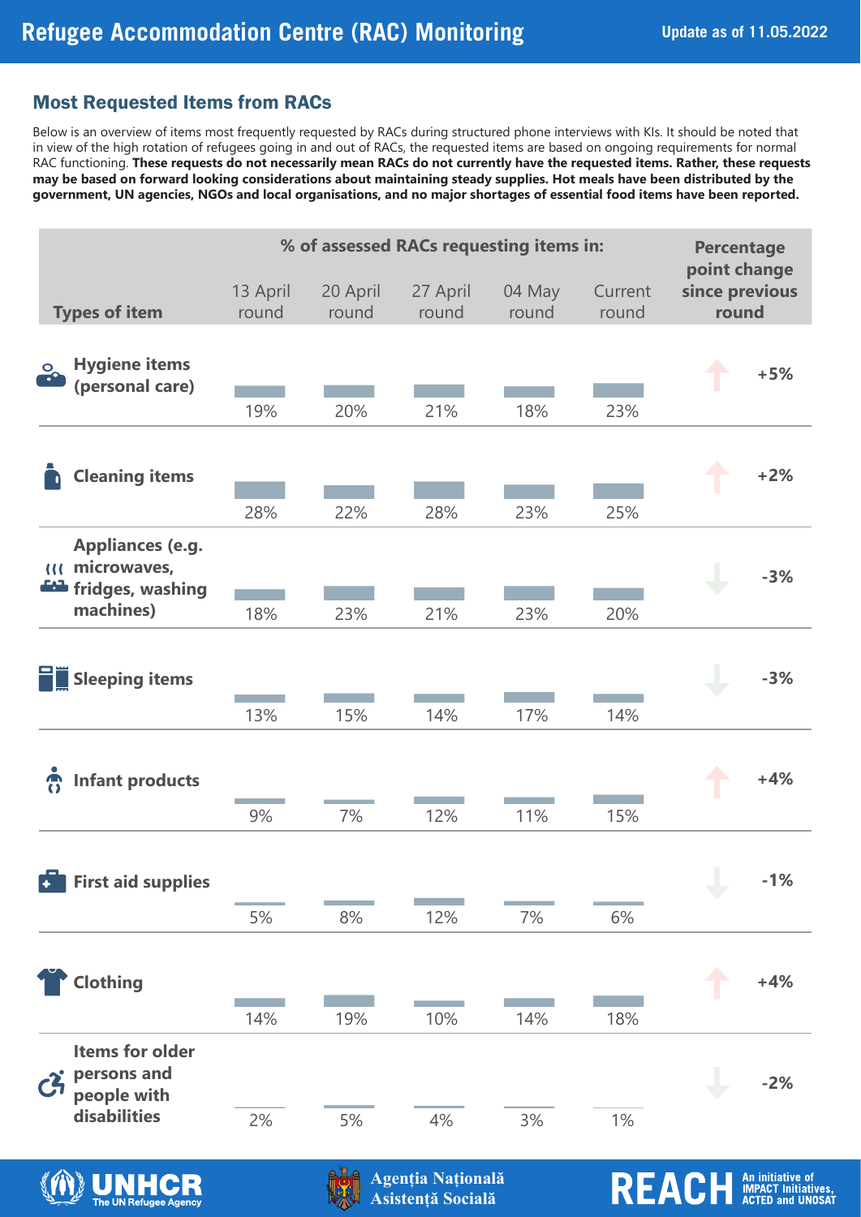# Refugee Accommodation Centre (RAC) Monitoring

Update as of 11.05.2022

## Most Requested Items from RACs

Below is an overview of items most frequently requested by RACs during structured phone interviews with KIs. It should be noted that in view of the high rotation of refugees going in and out of RACs, the requested items are based on ongoing requirements for normal RAC functioning. **These requests do not necessarily mean RACs do not currently have the requested items. Rather, these requests may be based on forward looking considerations about maintaining steady supplies. Hot meals have been distributed by the government, UN agencies, NGOs and local organisations, and no major shortages of essential food items have been reported.**

| Types of item | % of assessed RACs requesting items in: 13 April round | 20 April round | 27 April round | 04 May round | Current round | Percentage point change since previous round |
|---|---|---|---|---|---|---|
| Hygiene items (personal care) | 19% | 20% | 21% | 18% | 23% | +5% |
| Cleaning items | 28% | 22% | 28% | 23% | 25% | +2% |
| Appliances (e.g. microwaves, fridges, washing machines) | 18% | 23% | 21% | 23% | 20% | -3% |
| Sleeping items | 13% | 15% | 14% | 17% | 14% | -3% |
| Infant products | 9% | 7% | 12% | 11% | 15% | +4% |
| First aid supplies | 5% | 8% | 12% | 7% | 6% | -1% |
| Clothing | 14% | 19% | 10% | 14% | 18% | +4% |
| Items for older persons and people with disabilities | 2% | 5% | 4% | 3% | 1% | -2% |

UNHCR The UN Refugee Agency | Agenția Națională Asistență Socială | REACH An initiative of IMPACT Initiatives, ACTED and UNOSAT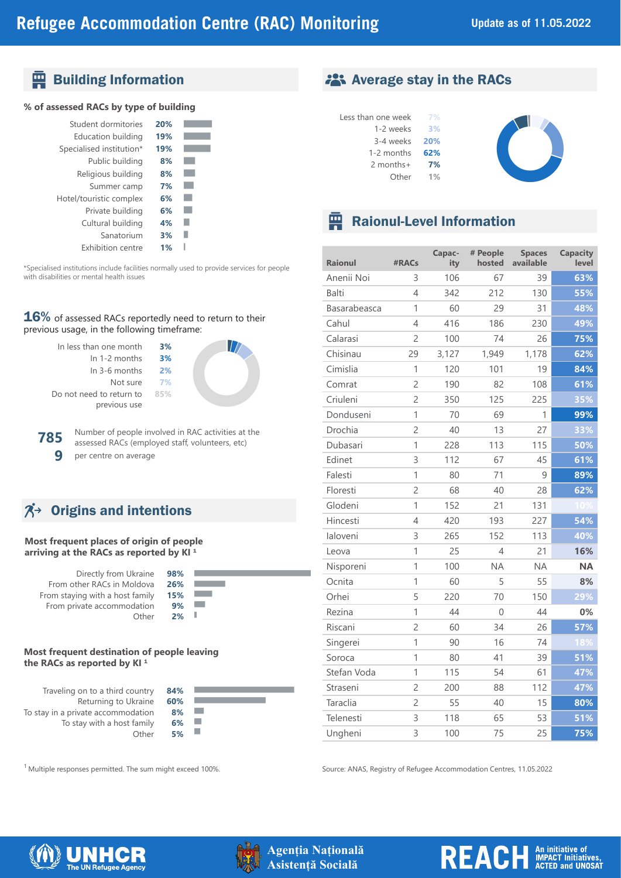# Refugee Accommodation Centre (RAC) Monitoring

Update as of 11.05.2022

## Building Information

**% of assessed RACs by type of building**

Student dormitories 20%
Education building 19%
Specialised institution* 19%
Public building 8%
Religious building 8%
Summer camp 7%
Hotel/touristic complex 6%
Private building 6%
Cultural building 4%
Sanatorium 3%
Exhibition centre 1%

*Specialised institutions include facilities normally used to provide services for people with disabilities or mental health issues

**16%** of assessed RACs reportedly need to return to their previous usage, in the following timeframe:

In less than one month 3%
In 1-2 months 3%
In 3-6 months 2%
Not sure 7%
Do not need to return to previous use 85%

**785** Number of people involved in RAC activities at the assessed RACs (employed staff, volunteers, etc)

**9** per centre on average

## Origins and intentions

**Most frequent places of origin of people arriving at the RACs as reported by KI [1]**

Directly from Ukraine 98%
From other RACs in Moldova 26%
From staying with a host family 15%
From private accommodation 9%
Other 2%

**Most frequent destination of people leaving the RACs as reported by KI [1]**

Traveling on to a third country 84%
Returning to Ukraine 60%
To stay in a private accommodation 8%
To stay with a host family 6%
Other 5%

[1] Multiple responses permitted. The sum might exceed 100%.

## Average stay in the RACs

Less than one week 7%
1-2 weeks 3%
3-4 weeks 20%
1-2 months 62%
2 months+ 7%
Other 1%

## Raionul-Level Information

| Raionul | #RACs | Capacity | # People hosted | Spaces available | Capacity level |
|---|---|---|---|---|---|
| Anenii Noi | 3 | 106 | 67 | 39 | 63% |
| Balti | 4 | 342 | 212 | 130 | 55% |
| Basarabeasca | 1 | 60 | 29 | 31 | 48% |
| Cahul | 4 | 416 | 186 | 230 | 49% |
| Calarasi | 2 | 100 | 74 | 26 | 75% |
| Chisinau | 29 | 3,127 | 1,949 | 1,178 | 62% |
| Cimislia | 1 | 120 | 101 | 19 | 84% |
| Comrat | 2 | 190 | 82 | 108 | 61% |
| Criuleni | 2 | 350 | 125 | 225 | 35% |
| Donduseni | 1 | 70 | 69 | 1 | 99% |
| Drochia | 2 | 40 | 13 | 27 | 33% |
| Dubasari | 1 | 228 | 113 | 115 | 50% |
| Edinet | 3 | 112 | 67 | 45 | 61% |
| Falesti | 1 | 80 | 71 | 9 | 89% |
| Floresti | 2 | 68 | 40 | 28 | 62% |
| Glodeni | 1 | 152 | 21 | 131 | 10% |
| Hincesti | 4 | 420 | 193 | 227 | 54% |
| Ialoveni | 3 | 265 | 152 | 113 | 40% |
| Leova | 1 | 25 | 4 | 21 | 16% |
| Nisporeni | 1 | 100 | NA | NA | NA |
| Ocnita | 1 | 60 | 5 | 55 | 8% |
| Orhei | 5 | 220 | 70 | 150 | 29% |
| Rezina | 1 | 44 | 0 | 44 | 0% |
| Riscani | 2 | 60 | 34 | 26 | 57% |
| Singerei | 1 | 90 | 16 | 74 | 18% |
| Soroca | 1 | 80 | 41 | 39 | 51% |
| Stefan Voda | 1 | 115 | 54 | 61 | 47% |
| Straseni | 2 | 200 | 88 | 112 | 47% |
| Taraclia | 2 | 55 | 40 | 15 | 80% |
| Telenesti | 3 | 118 | 65 | 53 | 51% |
| Ungheni | 3 | 100 | 75 | 25 | 75% |

Source: ANAS, Registry of Refugee Accommodation Centres, 11.05.2022

UNHCR The UN Refugee Agency | Agenția Națională Asistență Socială | REACH An initiative of IMPACT Initiatives, ACTED and UNOSAT